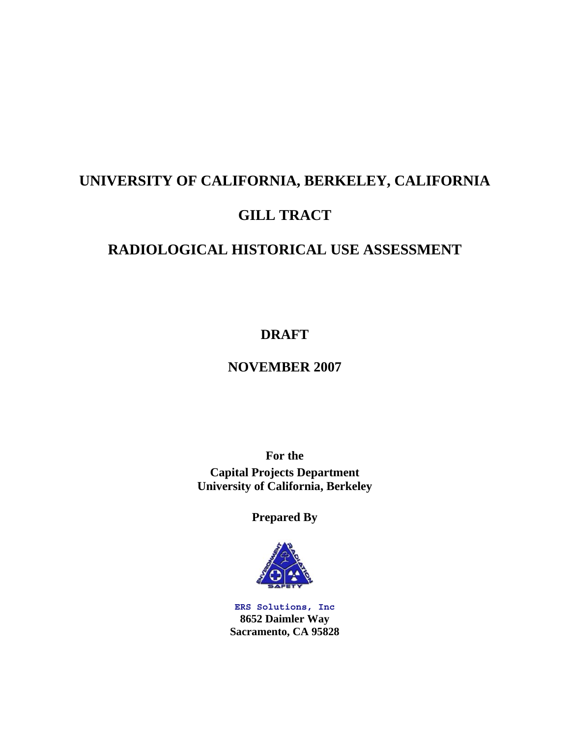# UNIVERSITY OF CALIFORNIA, BERKELEY, CALIFORNIA

# GILL TRACT

# RADIOLOGICAL HISTORICAL USE ASSESSMENT

**DRAFT**

**NOVEMBER 2007**

**For the**
**Capital Projects Department**
**University of California, Berkeley**

**Prepared By**

ERS Solutions, Inc
**8652 Daimler Way**
**Sacramento, CA 95828**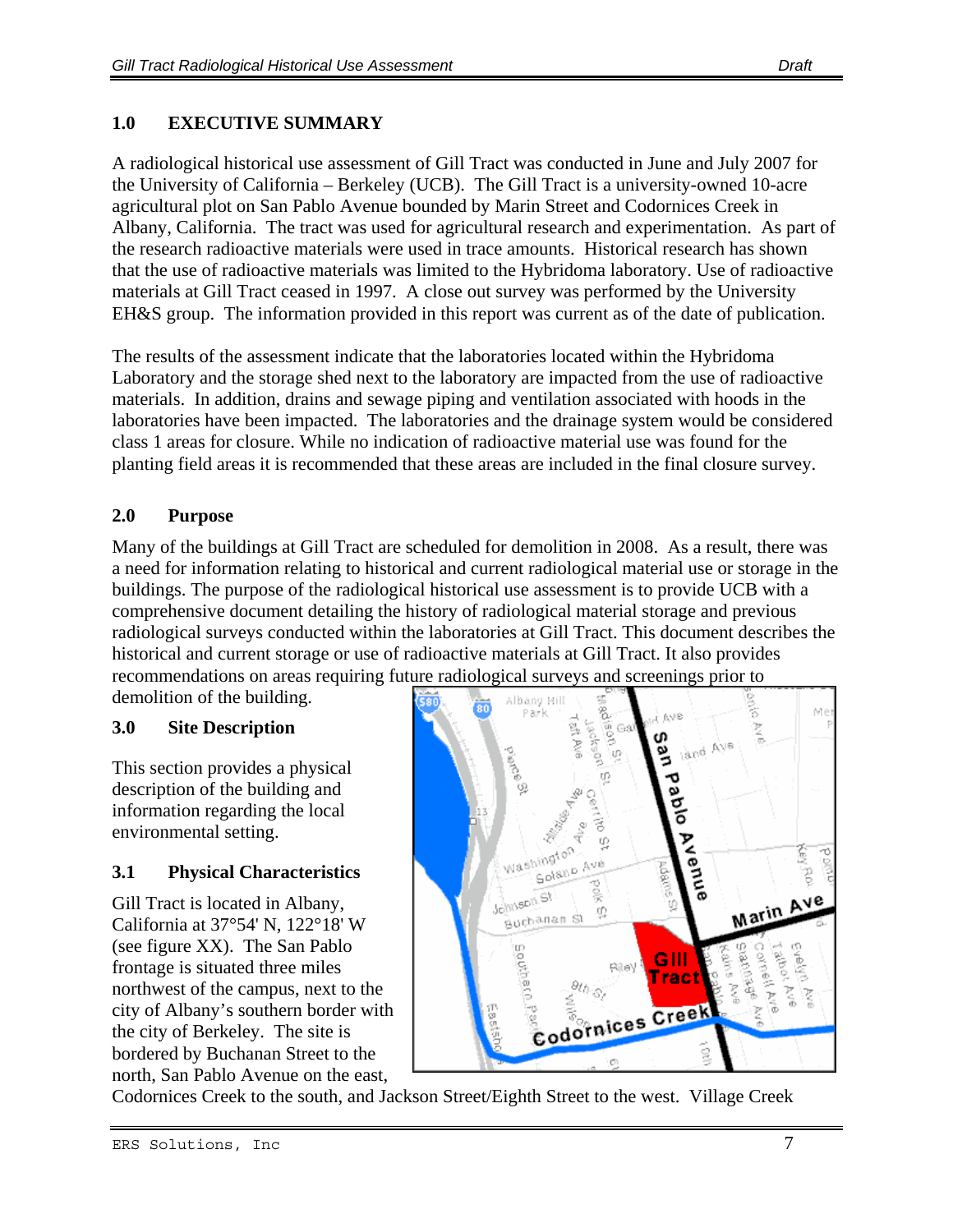## 1.0 EXECUTIVE SUMMARY

A radiological historical use assessment of Gill Tract was conducted in June and July 2007 for the University of California – Berkeley (UCB). The Gill Tract is a university-owned 10-acre agricultural plot on San Pablo Avenue bounded by Marin Street and Codornices Creek in Albany, California. The tract was used for agricultural research and experimentation. As part of the research radioactive materials were used in trace amounts. Historical research has shown that the use of radioactive materials was limited to the Hybridoma laboratory. Use of radioactive materials at Gill Tract ceased in 1997. A close out survey was performed by the University EH&S group. The information provided in this report was current as of the date of publication.

The results of the assessment indicate that the laboratories located within the Hybridoma Laboratory and the storage shed next to the laboratory are impacted from the use of radioactive materials. In addition, drains and sewage piping and ventilation associated with hoods in the laboratories have been impacted. The laboratories and the drainage system would be considered class 1 areas for closure. While no indication of radioactive material use was found for the planting field areas it is recommended that these areas are included in the final closure survey.

## 2.0 Purpose

Many of the buildings at Gill Tract are scheduled for demolition in 2008. As a result, there was a need for information relating to historical and current radiological material use or storage in the buildings. The purpose of the radiological historical use assessment is to provide UCB with a comprehensive document detailing the history of radiological material storage and previous radiological surveys conducted within the laboratories at Gill Tract. This document describes the historical and current storage or use of radioactive materials at Gill Tract. It also provides recommendations on areas requiring future radiological surveys and screenings prior to demolition of the building.

## 3.0 Site Description

This section provides a physical description of the building and information regarding the local environmental setting.

### 3.1 Physical Characteristics

Gill Tract is located in Albany, California at 37°54' N, 122°18' W (see figure XX). The San Pablo frontage is situated three miles northwest of the campus, next to the city of Albany's southern border with the city of Berkeley. The site is bordered by Buchanan Street to the north, San Pablo Avenue on the east, Codornices Creek to the south, and Jackson Street/Eighth Street to the west. Village Creek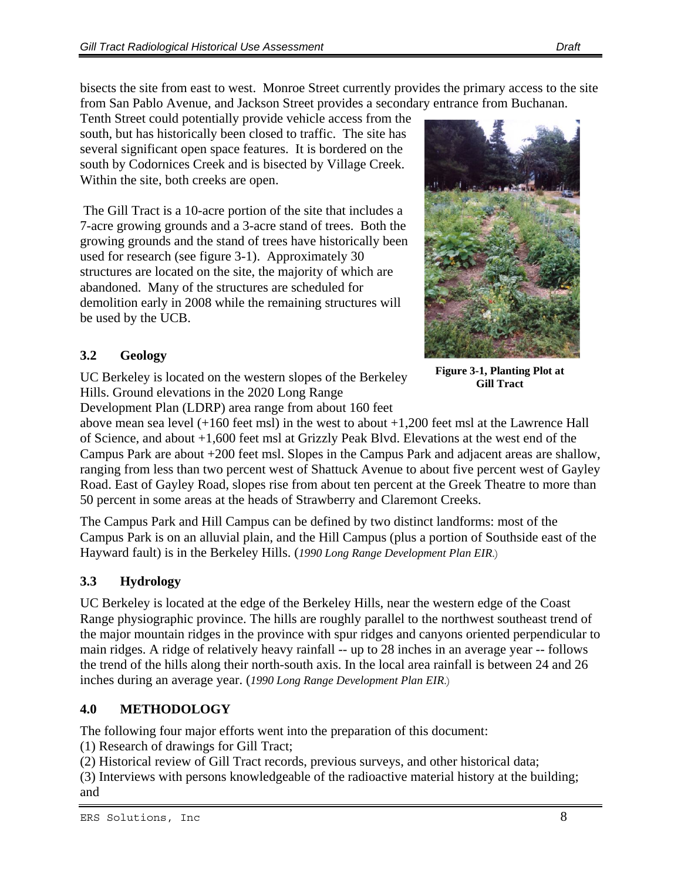bisects the site from east to west. Monroe Street currently provides the primary access to the site from San Pablo Avenue, and Jackson Street provides a secondary entrance from Buchanan. Tenth Street could potentially provide vehicle access from the south, but has historically been closed to traffic. The site has several significant open space features. It is bordered on the south by Codornices Creek and is bisected by Village Creek. Within the site, both creeks are open.

The Gill Tract is a 10-acre portion of the site that includes a 7-acre growing grounds and a 3-acre stand of trees. Both the growing grounds and the stand of trees have historically been used for research (see figure 3-1). Approximately 30 structures are located on the site, the majority of which are abandoned. Many of the structures are scheduled for demolition early in 2008 while the remaining structures will be used by the UCB.

**Figure 3-1, Planting Plot at Gill Tract**

### 3.2 Geology

UC Berkeley is located on the western slopes of the Berkeley Hills. Ground elevations in the 2020 Long Range Development Plan (LDRP) area range from about 160 feet above mean sea level (+160 feet msl) in the west to about +1,200 feet msl at the Lawrence Hall of Science, and about +1,600 feet msl at Grizzly Peak Blvd. Elevations at the west end of the Campus Park are about +200 feet msl. Slopes in the Campus Park and adjacent areas are shallow, ranging from less than two percent west of Shattuck Avenue to about five percent west of Gayley Road. East of Gayley Road, slopes rise from about ten percent at the Greek Theatre to more than 50 percent in some areas at the heads of Strawberry and Claremont Creeks.

The Campus Park and Hill Campus can be defined by two distinct landforms: most of the Campus Park is on an alluvial plain, and the Hill Campus (plus a portion of Southside east of the Hayward fault) is in the Berkeley Hills. (*1990 Long Range Development Plan EIR*.)

### 3.3 Hydrology

UC Berkeley is located at the edge of the Berkeley Hills, near the western edge of the Coast Range physiographic province. The hills are roughly parallel to the northwest southeast trend of the major mountain ridges in the province with spur ridges and canyons oriented perpendicular to main ridges. A ridge of relatively heavy rainfall -- up to 28 inches in an average year -- follows the trend of the hills along their north-south axis. In the local area rainfall is between 24 and 26 inches during an average year. (*1990 Long Range Development Plan EIR*.)

## 4.0 METHODOLOGY

The following four major efforts went into the preparation of this document:

(1) Research of drawings for Gill Tract;
(2) Historical review of Gill Tract records, previous surveys, and other historical data;
(3) Interviews with persons knowledgeable of the radioactive material history at the building; and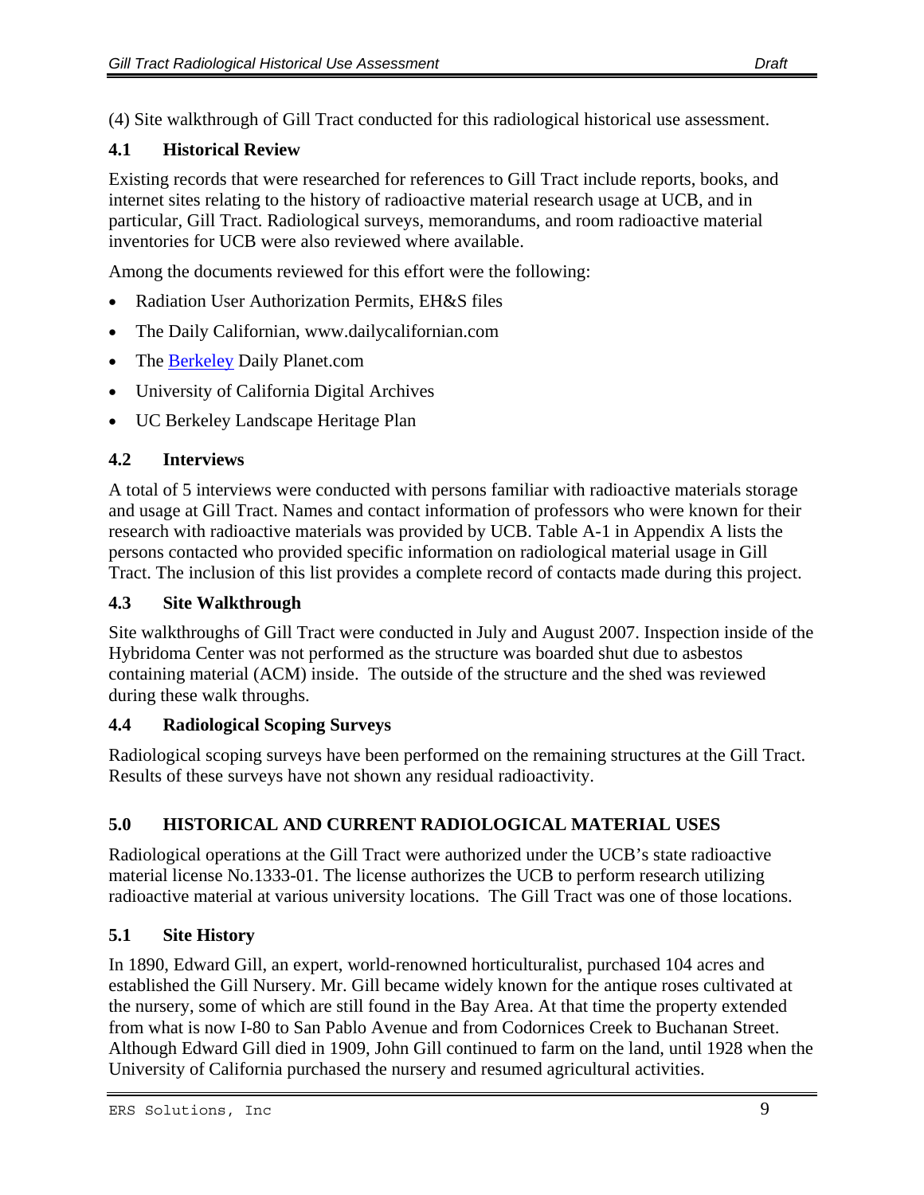(4) Site walkthrough of Gill Tract conducted for this radiological historical use assessment.

### 4.1 Historical Review

Existing records that were researched for references to Gill Tract include reports, books, and internet sites relating to the history of radioactive material research usage at UCB, and in particular, Gill Tract. Radiological surveys, memorandums, and room radioactive material inventories for UCB were also reviewed where available.

Among the documents reviewed for this effort were the following:

- Radiation User Authorization Permits, EH&S files
- The Daily Californian, www.dailycalifornian.com
- The Berkeley Daily Planet.com
- University of California Digital Archives
- UC Berkeley Landscape Heritage Plan

### 4.2 Interviews

A total of 5 interviews were conducted with persons familiar with radioactive materials storage and usage at Gill Tract. Names and contact information of professors who were known for their research with radioactive materials was provided by UCB. Table A-1 in Appendix A lists the persons contacted who provided specific information on radiological material usage in Gill Tract. The inclusion of this list provides a complete record of contacts made during this project.

### 4.3 Site Walkthrough

Site walkthroughs of Gill Tract were conducted in July and August 2007. Inspection inside of the Hybridoma Center was not performed as the structure was boarded shut due to asbestos containing material (ACM) inside. The outside of the structure and the shed was reviewed during these walk throughs.

### 4.4 Radiological Scoping Surveys

Radiological scoping surveys have been performed on the remaining structures at the Gill Tract. Results of these surveys have not shown any residual radioactivity.

## 5.0 HISTORICAL AND CURRENT RADIOLOGICAL MATERIAL USES

Radiological operations at the Gill Tract were authorized under the UCB's state radioactive material license No.1333-01. The license authorizes the UCB to perform research utilizing radioactive material at various university locations. The Gill Tract was one of those locations.

### 5.1 Site History

In 1890, Edward Gill, an expert, world-renowned horticulturalist, purchased 104 acres and established the Gill Nursery. Mr. Gill became widely known for the antique roses cultivated at the nursery, some of which are still found in the Bay Area. At that time the property extended from what is now I-80 to San Pablo Avenue and from Codornices Creek to Buchanan Street. Although Edward Gill died in 1909, John Gill continued to farm on the land, until 1928 when the University of California purchased the nursery and resumed agricultural activities.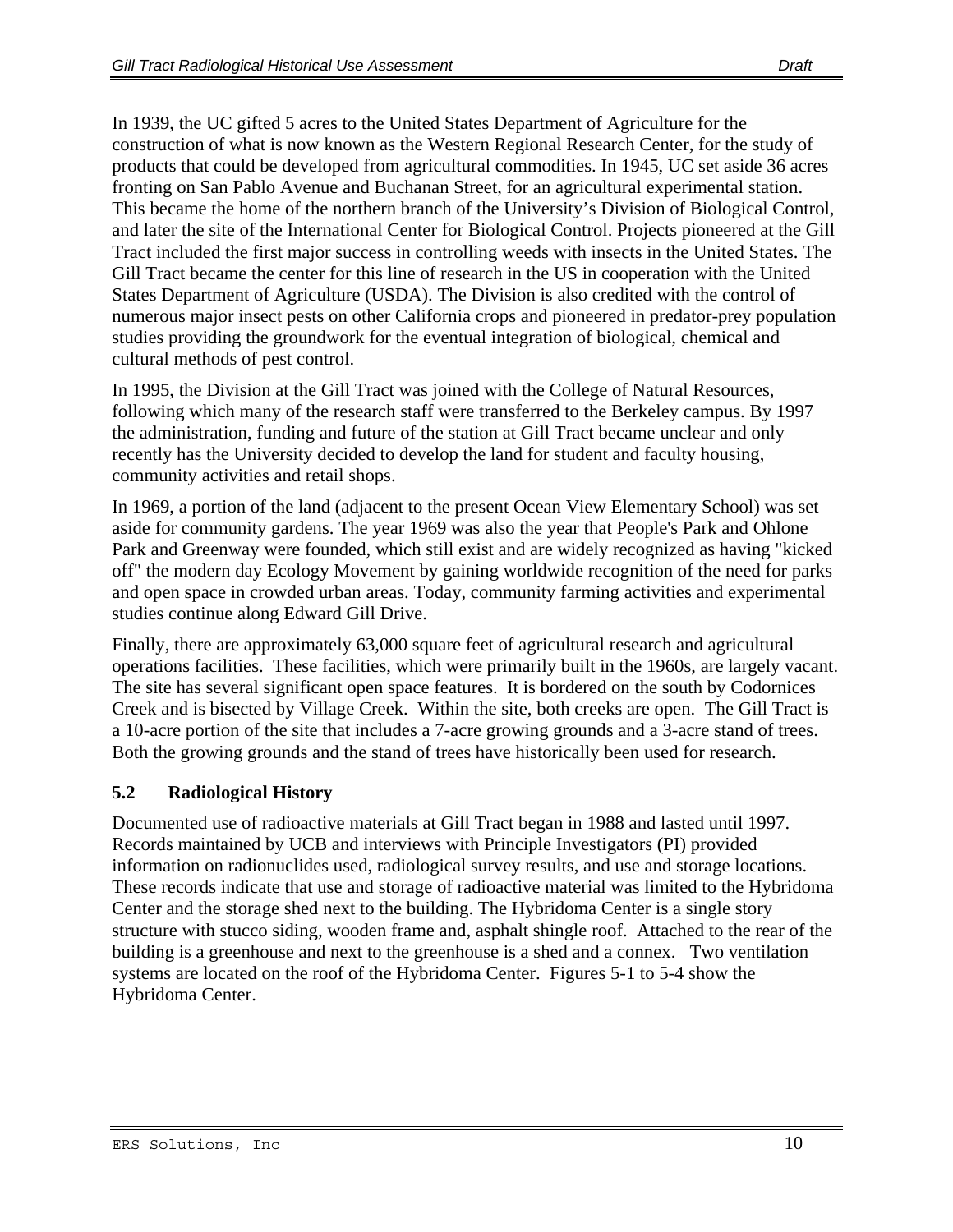In 1939, the UC gifted 5 acres to the United States Department of Agriculture for the construction of what is now known as the Western Regional Research Center, for the study of products that could be developed from agricultural commodities. In 1945, UC set aside 36 acres fronting on San Pablo Avenue and Buchanan Street, for an agricultural experimental station. This became the home of the northern branch of the University's Division of Biological Control, and later the site of the International Center for Biological Control. Projects pioneered at the Gill Tract included the first major success in controlling weeds with insects in the United States. The Gill Tract became the center for this line of research in the US in cooperation with the United States Department of Agriculture (USDA). The Division is also credited with the control of numerous major insect pests on other California crops and pioneered in predator-prey population studies providing the groundwork for the eventual integration of biological, chemical and cultural methods of pest control.

In 1995, the Division at the Gill Tract was joined with the College of Natural Resources, following which many of the research staff were transferred to the Berkeley campus. By 1997 the administration, funding and future of the station at Gill Tract became unclear and only recently has the University decided to develop the land for student and faculty housing, community activities and retail shops.

In 1969, a portion of the land (adjacent to the present Ocean View Elementary School) was set aside for community gardens. The year 1969 was also the year that People's Park and Ohlone Park and Greenway were founded, which still exist and are widely recognized as having "kicked off" the modern day Ecology Movement by gaining worldwide recognition of the need for parks and open space in crowded urban areas. Today, community farming activities and experimental studies continue along Edward Gill Drive.

Finally, there are approximately 63,000 square feet of agricultural research and agricultural operations facilities. These facilities, which were primarily built in the 1960s, are largely vacant. The site has several significant open space features. It is bordered on the south by Codornices Creek and is bisected by Village Creek. Within the site, both creeks are open. The Gill Tract is a 10-acre portion of the site that includes a 7-acre growing grounds and a 3-acre stand of trees. Both the growing grounds and the stand of trees have historically been used for research.

## 5.2 Radiological History

Documented use of radioactive materials at Gill Tract began in 1988 and lasted until 1997. Records maintained by UCB and interviews with Principle Investigators (PI) provided information on radionuclides used, radiological survey results, and use and storage locations. These records indicate that use and storage of radioactive material was limited to the Hybridoma Center and the storage shed next to the building. The Hybridoma Center is a single story structure with stucco siding, wooden frame and, asphalt shingle roof. Attached to the rear of the building is a greenhouse and next to the greenhouse is a shed and a connex. Two ventilation systems are located on the roof of the Hybridoma Center. Figures 5-1 to 5-4 show the Hybridoma Center.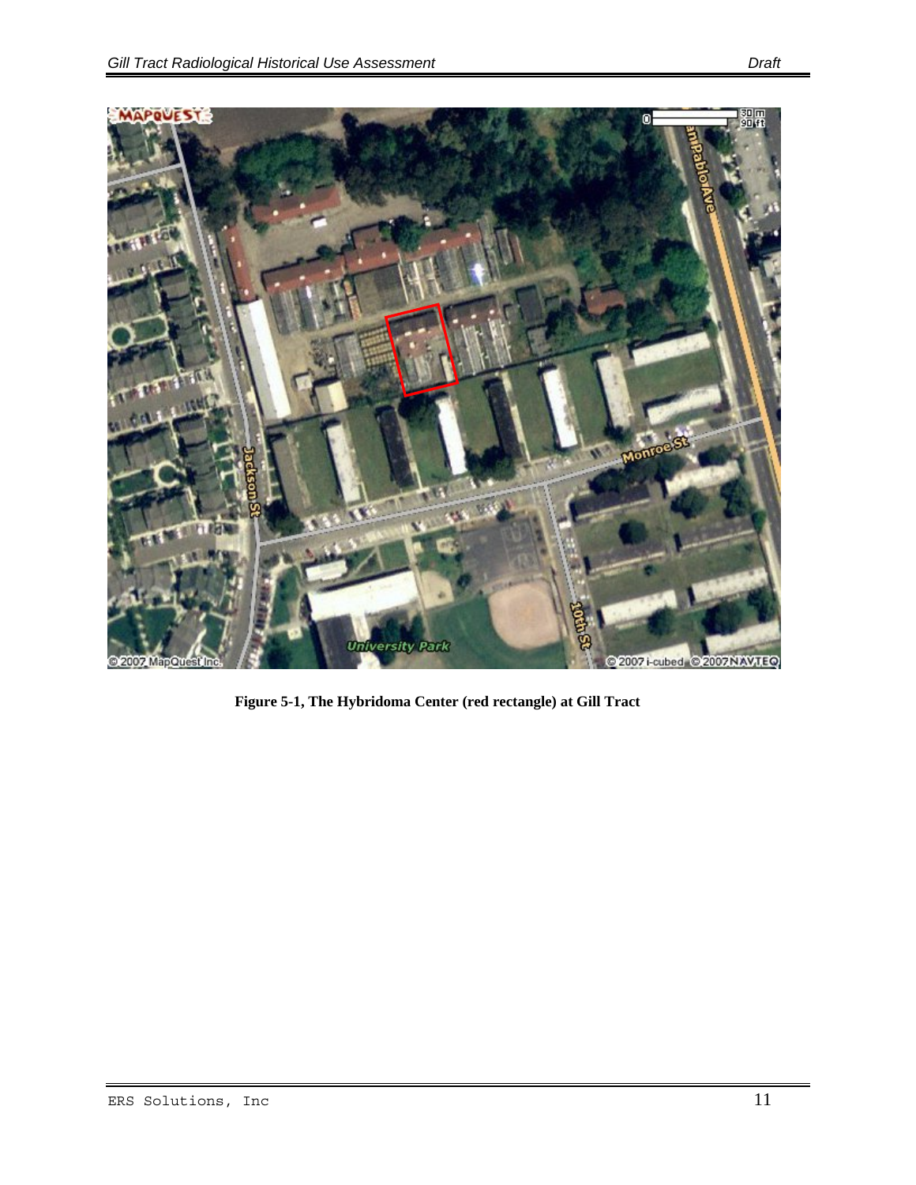**Figure 5-1, The Hybridoma Center (red rectangle) at Gill Tract**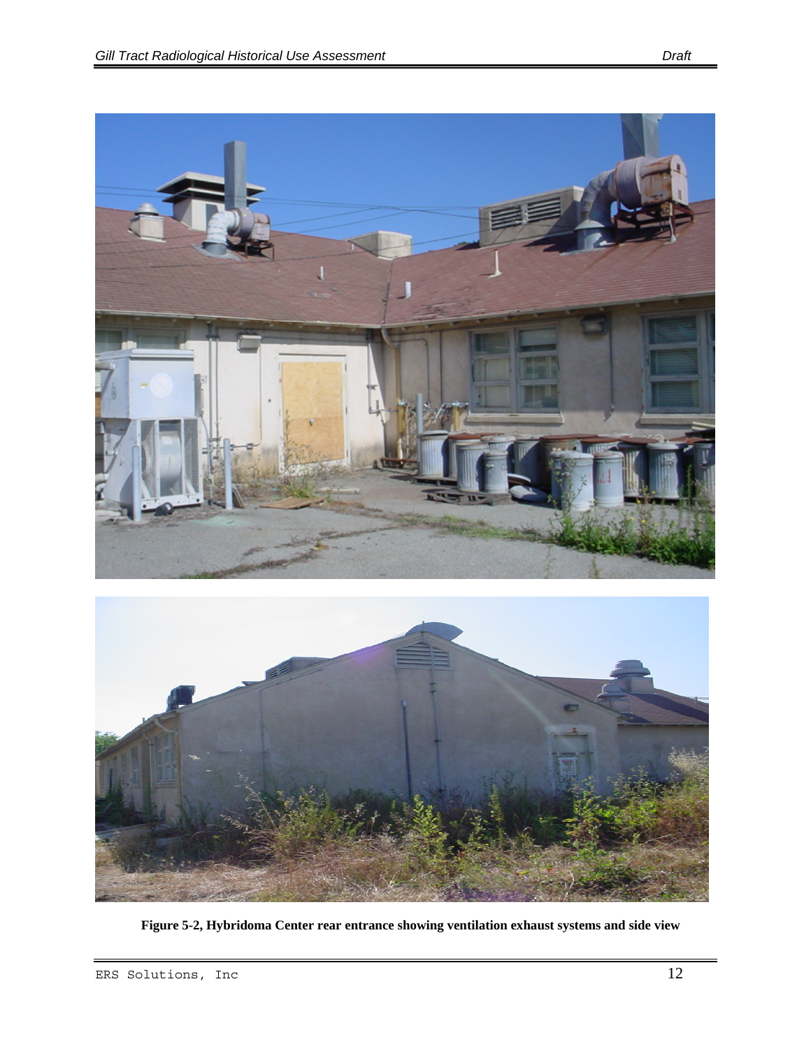**Figure 5-2, Hybridoma Center rear entrance showing ventilation exhaust systems and side view**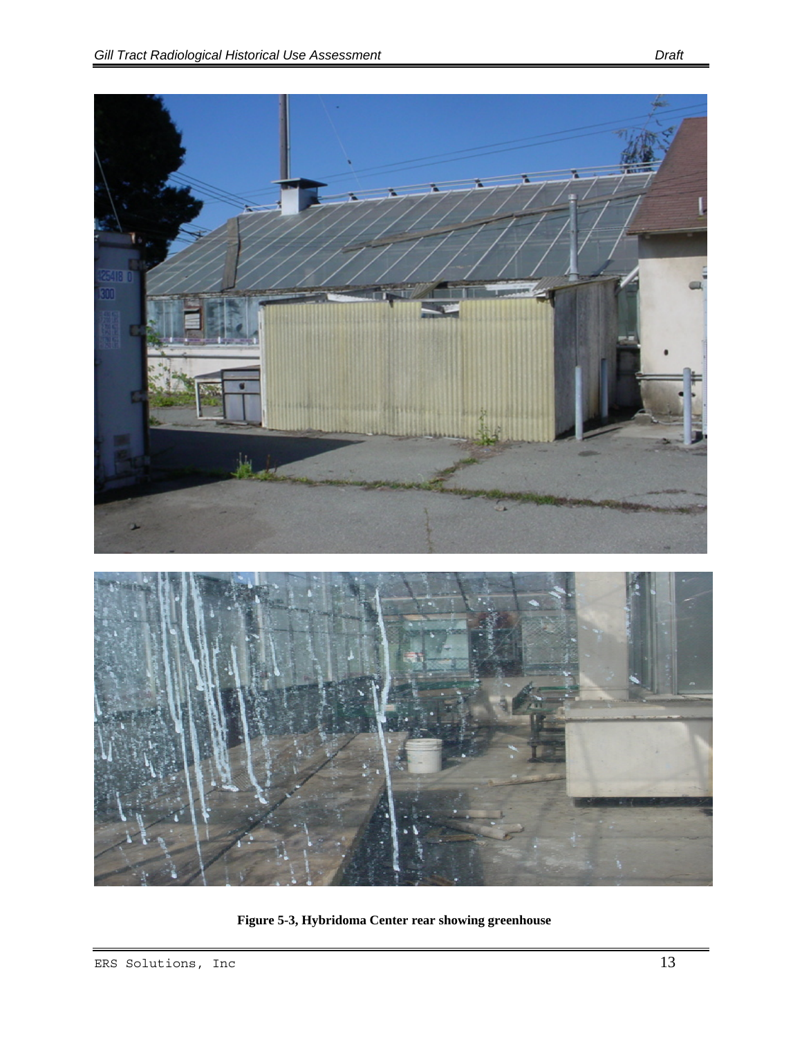**Figure 5-3, Hybridoma Center rear showing greenhouse**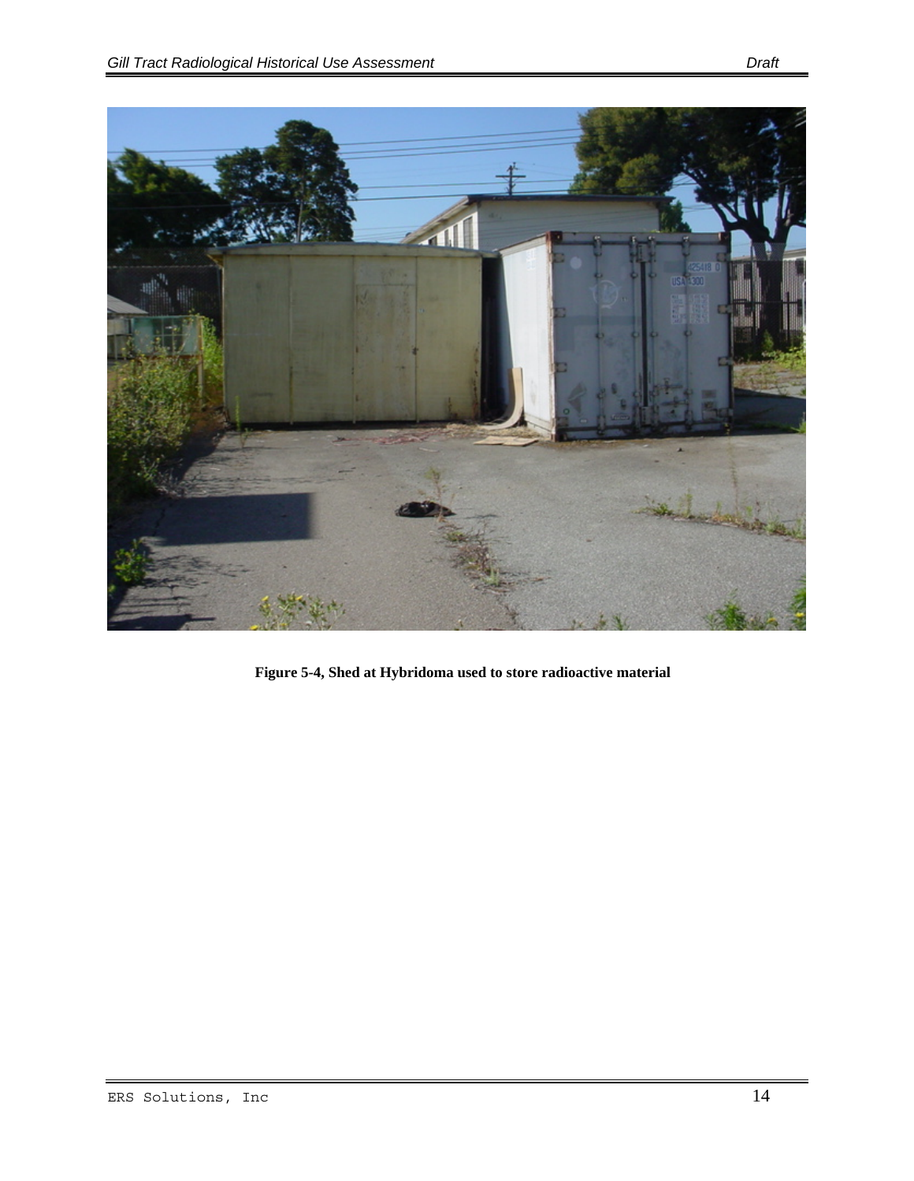**Figure 5-4, Shed at Hybridoma used to store radioactive material**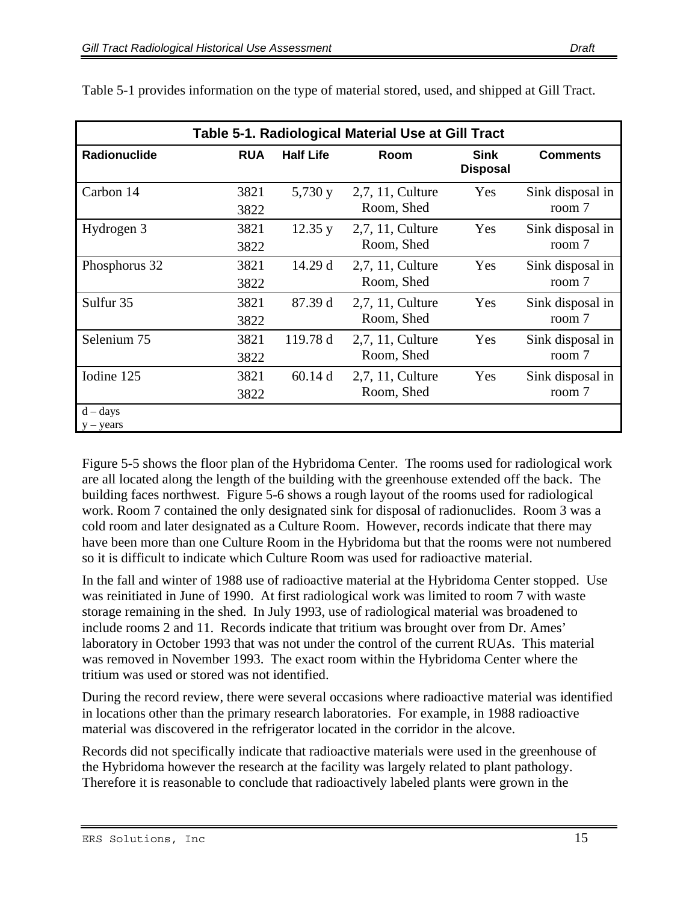Table 5-1 provides information on the type of material stored, used, and shipped at Gill Tract.

**Table 5-1. Radiological Material Use at Gill Tract**

| Radionuclide | RUA | Half Life | Room | Sink Disposal | Comments |
|---|---|---|---|---|---|
| Carbon 14 | 3821 3822 | 5,730 y | 2,7, 11, Culture Room, Shed | Yes | Sink disposal in room 7 |
| Hydrogen 3 | 3821 3822 | 12.35 y | 2,7, 11, Culture Room, Shed | Yes | Sink disposal in room 7 |
| Phosphorus 32 | 3821 3822 | 14.29 d | 2,7, 11, Culture Room, Shed | Yes | Sink disposal in room 7 |
| Sulfur 35 | 3821 3822 | 87.39 d | 2,7, 11, Culture Room, Shed | Yes | Sink disposal in room 7 |
| Selenium 75 | 3821 3822 | 119.78 d | 2,7, 11, Culture Room, Shed | Yes | Sink disposal in room 7 |
| Iodine 125 | 3821 3822 | 60.14 d | 2,7, 11, Culture Room, Shed | Yes | Sink disposal in room 7 |

d – days
y – years

Figure 5-5 shows the floor plan of the Hybridoma Center. The rooms used for radiological work are all located along the length of the building with the greenhouse extended off the back. The building faces northwest. Figure 5-6 shows a rough layout of the rooms used for radiological work. Room 7 contained the only designated sink for disposal of radionuclides. Room 3 was a cold room and later designated as a Culture Room. However, records indicate that there may have been more than one Culture Room in the Hybridoma but that the rooms were not numbered so it is difficult to indicate which Culture Room was used for radioactive material.

In the fall and winter of 1988 use of radioactive material at the Hybridoma Center stopped. Use was reinitiated in June of 1990. At first radiological work was limited to room 7 with waste storage remaining in the shed. In July 1993, use of radiological material was broadened to include rooms 2 and 11. Records indicate that tritium was brought over from Dr. Ames' laboratory in October 1993 that was not under the control of the current RUAs. This material was removed in November 1993. The exact room within the Hybridoma Center where the tritium was used or stored was not identified.

During the record review, there were several occasions where radioactive material was identified in locations other than the primary research laboratories. For example, in 1988 radioactive material was discovered in the refrigerator located in the corridor in the alcove.

Records did not specifically indicate that radioactive materials were used in the greenhouse of the Hybridoma however the research at the facility was largely related to plant pathology. Therefore it is reasonable to conclude that radioactively labeled plants were grown in the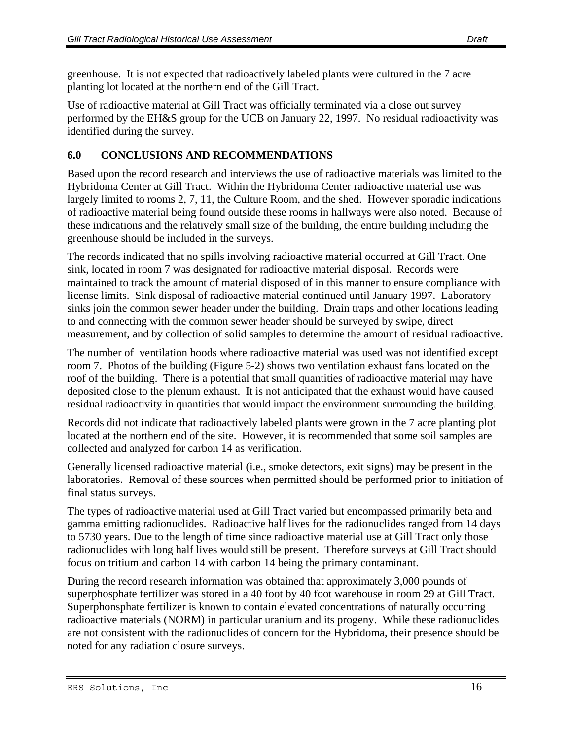greenhouse. It is not expected that radioactively labeled plants were cultured in the 7 acre planting lot located at the northern end of the Gill Tract.

Use of radioactive material at Gill Tract was officially terminated via a close out survey performed by the EH&S group for the UCB on January 22, 1997. No residual radioactivity was identified during the survey.

## 6.0 CONCLUSIONS AND RECOMMENDATIONS

Based upon the record research and interviews the use of radioactive materials was limited to the Hybridoma Center at Gill Tract. Within the Hybridoma Center radioactive material use was largely limited to rooms 2, 7, 11, the Culture Room, and the shed. However sporadic indications of radioactive material being found outside these rooms in hallways were also noted. Because of these indications and the relatively small size of the building, the entire building including the greenhouse should be included in the surveys.

The records indicated that no spills involving radioactive material occurred at Gill Tract. One sink, located in room 7 was designated for radioactive material disposal. Records were maintained to track the amount of material disposed of in this manner to ensure compliance with license limits. Sink disposal of radioactive material continued until January 1997. Laboratory sinks join the common sewer header under the building. Drain traps and other locations leading to and connecting with the common sewer header should be surveyed by swipe, direct measurement, and by collection of solid samples to determine the amount of residual radioactive.

The number of ventilation hoods where radioactive material was used was not identified except room 7. Photos of the building (Figure 5-2) shows two ventilation exhaust fans located on the roof of the building. There is a potential that small quantities of radioactive material may have deposited close to the plenum exhaust. It is not anticipated that the exhaust would have caused residual radioactivity in quantities that would impact the environment surrounding the building.

Records did not indicate that radioactively labeled plants were grown in the 7 acre planting plot located at the northern end of the site. However, it is recommended that some soil samples are collected and analyzed for carbon 14 as verification.

Generally licensed radioactive material (i.e., smoke detectors, exit signs) may be present in the laboratories. Removal of these sources when permitted should be performed prior to initiation of final status surveys.

The types of radioactive material used at Gill Tract varied but encompassed primarily beta and gamma emitting radionuclides. Radioactive half lives for the radionuclides ranged from 14 days to 5730 years. Due to the length of time since radioactive material use at Gill Tract only those radionuclides with long half lives would still be present. Therefore surveys at Gill Tract should focus on tritium and carbon 14 with carbon 14 being the primary contaminant.

During the record research information was obtained that approximately 3,000 pounds of superphosphate fertilizer was stored in a 40 foot by 40 foot warehouse in room 29 at Gill Tract. Superphonsphate fertilizer is known to contain elevated concentrations of naturally occurring radioactive materials (NORM) in particular uranium and its progeny. While these radionuclides are not consistent with the radionuclides of concern for the Hybridoma, their presence should be noted for any radiation closure surveys.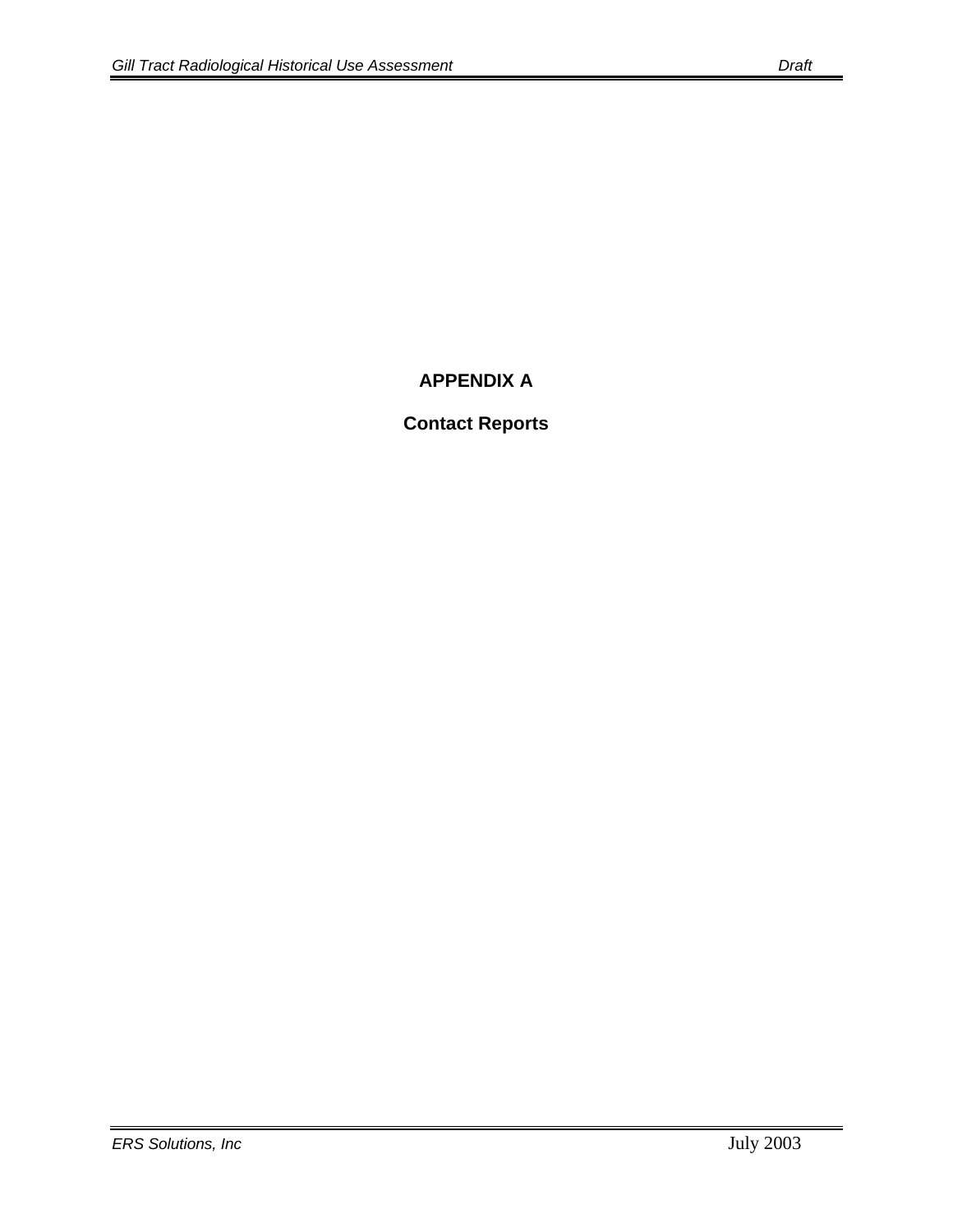# APPENDIX A

## Contact Reports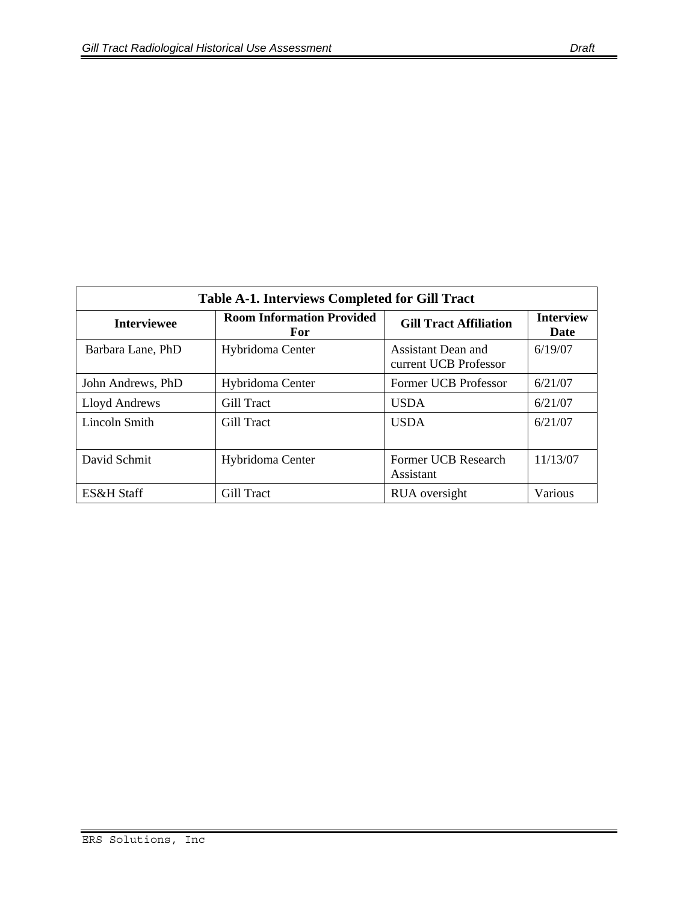| Table A-1. Interviews Completed for Gill Tract | | | |
|---|---|---|---|
| **Interviewee** | **Room Information Provided For** | **Gill Tract Affiliation** | **Interview Date** |
| Barbara Lane, PhD | Hybridoma Center | Assistant Dean and current UCB Professor | 6/19/07 |
| John Andrews, PhD | Hybridoma Center | Former UCB Professor | 6/21/07 |
| Lloyd Andrews | Gill Tract | USDA | 6/21/07 |
| Lincoln Smith | Gill Tract | USDA | 6/21/07 |
| David Schmit | Hybridoma Center | Former UCB Research Assistant | 11/13/07 |
| ES&H Staff | Gill Tract | RUA oversight | Various |